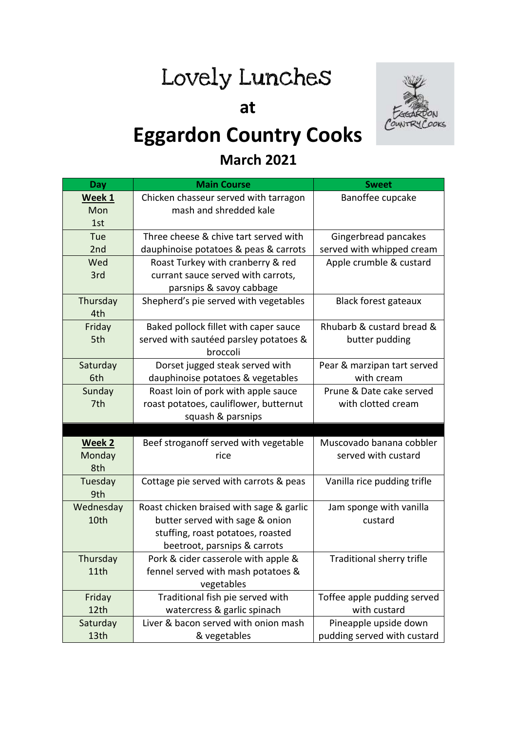# Lovely Lunches

## at

# Eggardon Country Cooks

## March 2021

| Day | Main Course | Sweet |
|---|---|---|
| **Week 1** Mon 1st | Chicken chasseur served with tarragon mash and shredded kale | Banoffee cupcake |
| Tue 2nd | Three cheese & chive tart served with dauphinoise potatoes & peas & carrots | Gingerbread pancakes served with whipped cream |
| Wed 3rd | Roast Turkey with cranberry & red currant sauce served with carrots, parsnips & savoy cabbage | Apple crumble & custard |
| Thursday 4th | Shepherd's pie served with vegetables | Black forest gateaux |
| Friday 5th | Baked pollock fillet with caper sauce served with sautéed parsley potatoes & broccoli | Rhubarb & custard bread & butter pudding |
| Saturday 6th | Dorset jugged steak served with dauphinoise potatoes & vegetables | Pear & marzipan tart served with cream |
| Sunday 7th | Roast loin of pork with apple sauce roast potatoes, cauliflower, butternut squash & parsnips | Prune & Date cake served with clotted cream |
| | | |
| **Week 2** Monday 8th | Beef stroganoff served with vegetable rice | Muscovado banana cobbler served with custard |
| Tuesday 9th | Cottage pie served with carrots & peas | Vanilla rice pudding trifle |
| Wednesday 10th | Roast chicken braised with sage & garlic butter served with sage & onion stuffing, roast potatoes, roasted beetroot, parsnips & carrots | Jam sponge with vanilla custard |
| Thursday 11th | Pork & cider casserole with apple & fennel served with mash potatoes & vegetables | Traditional sherry trifle |
| Friday 12th | Traditional fish pie served with watercress & garlic spinach | Toffee apple pudding served with custard |
| Saturday 13th | Liver & bacon served with onion mash & vegetables | Pineapple upside down pudding served with custard |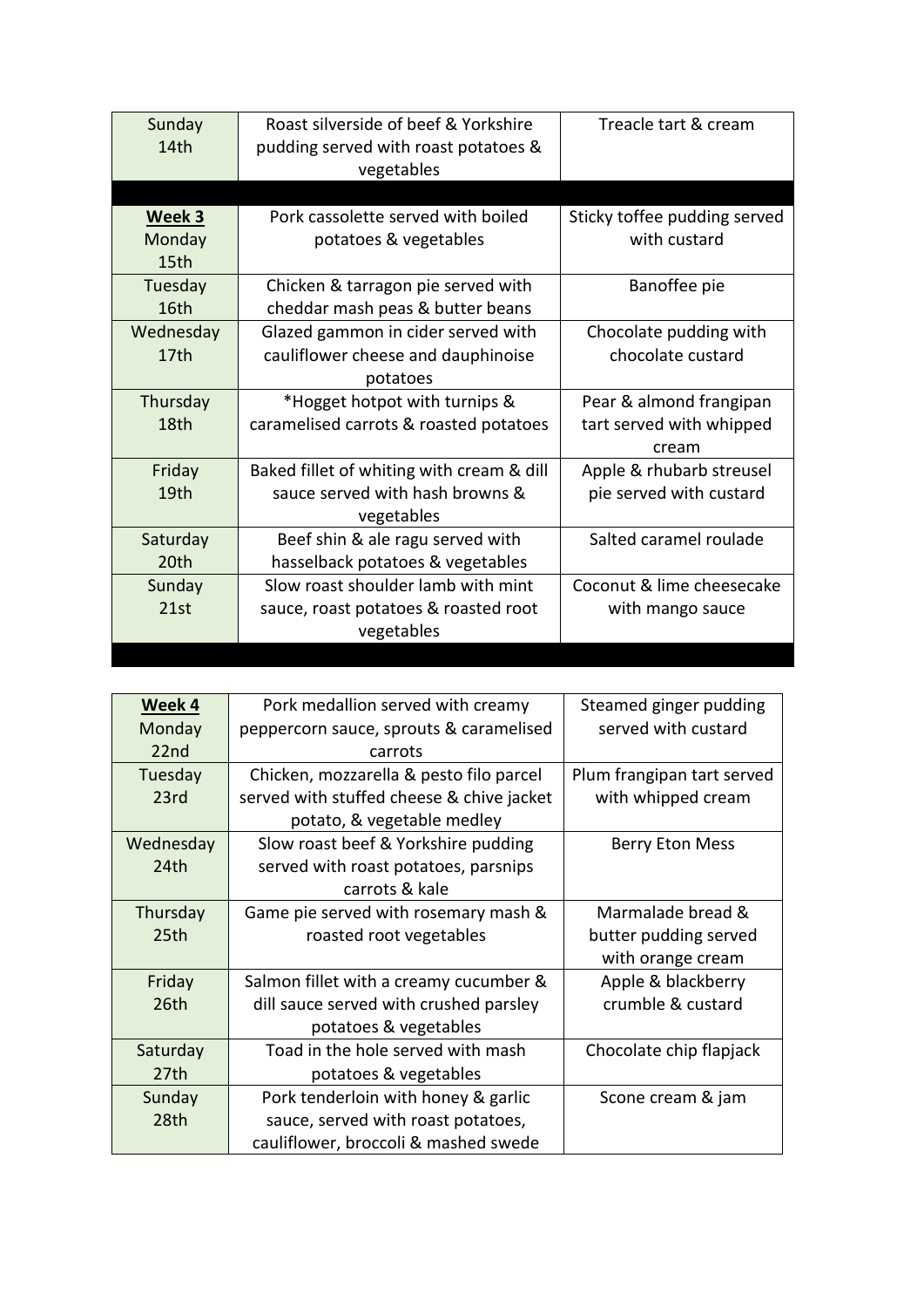| | | |
|---|---|---|
| Sunday 14th | Roast silverside of beef & Yorkshire pudding served with roast potatoes & vegetables | Treacle tart & cream |
| | | |
| **Week 3** Monday 15th | Pork cassolette served with boiled potatoes & vegetables | Sticky toffee pudding served with custard |
| Tuesday 16th | Chicken & tarragon pie served with cheddar mash peas & butter beans | Banoffee pie |
| Wednesday 17th | Glazed gammon in cider served with cauliflower cheese and dauphinoise potatoes | Chocolate pudding with chocolate custard |
| Thursday 18th | *Hogget hotpot with turnips & caramelised carrots & roasted potatoes | Pear & almond frangipan tart served with whipped cream |
| Friday 19th | Baked fillet of whiting with cream & dill sauce served with hash browns & vegetables | Apple & rhubarb streusel pie served with custard |
| Saturday 20th | Beef shin & ale ragu served with hasselback potatoes & vegetables | Salted caramel roulade |
| Sunday 21st | Slow roast shoulder lamb with mint sauce, roast potatoes & roasted root vegetables | Coconut & lime cheesecake with mango sauce |

| | | |
|---|---|---|
| **Week 4** Monday 22nd | Pork medallion served with creamy peppercorn sauce, sprouts & caramelised carrots | Steamed ginger pudding served with custard |
| Tuesday 23rd | Chicken, mozzarella & pesto filo parcel served with stuffed cheese & chive jacket potato, & vegetable medley | Plum frangipan tart served with whipped cream |
| Wednesday 24th | Slow roast beef & Yorkshire pudding served with roast potatoes, parsnips carrots & kale | Berry Eton Mess |
| Thursday 25th | Game pie served with rosemary mash & roasted root vegetables | Marmalade bread & butter pudding served with orange cream |
| Friday 26th | Salmon fillet with a creamy cucumber & dill sauce served with crushed parsley potatoes & vegetables | Apple & blackberry crumble & custard |
| Saturday 27th | Toad in the hole served with mash potatoes & vegetables | Chocolate chip flapjack |
| Sunday 28th | Pork tenderloin with honey & garlic sauce, served with roast potatoes, cauliflower, broccoli & mashed swede | Scone cream & jam |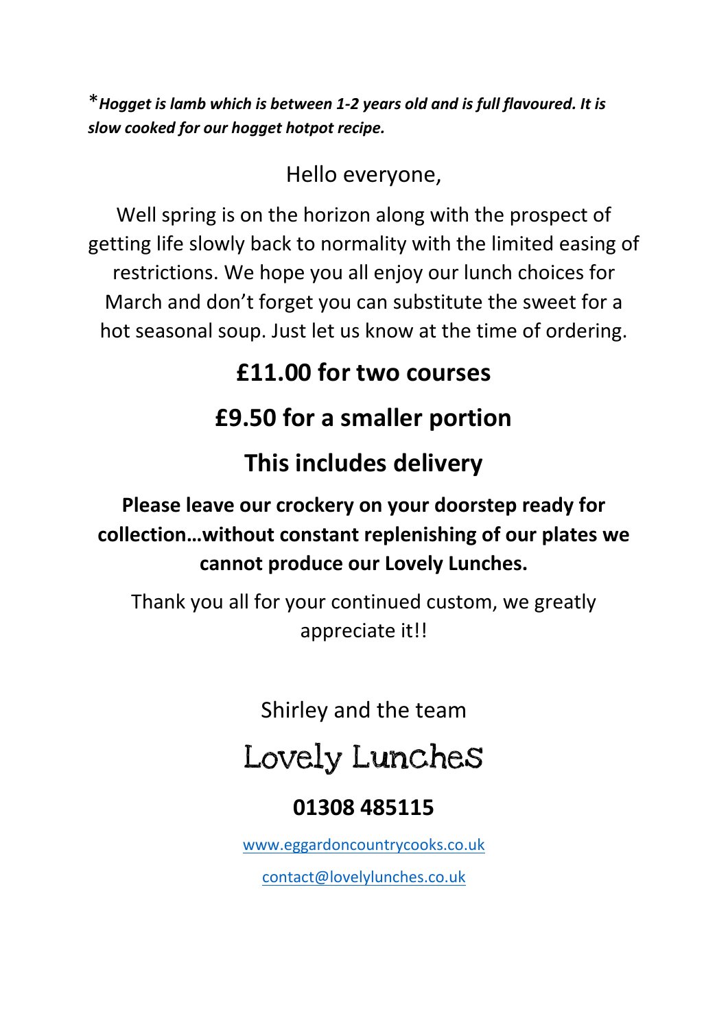**_*Hogget is lamb which is between 1-2 years old and is full flavoured. It is slow cooked for our hogget hotpot recipe._**

Hello everyone,

Well spring is on the horizon along with the prospect of getting life slowly back to normality with the limited easing of restrictions. We hope you all enjoy our lunch choices for March and don't forget you can substitute the sweet for a hot seasonal soup. Just let us know at the time of ordering.

## £11.00 for two courses

## £9.50 for a smaller portion

## This includes delivery

**Please leave our crockery on your doorstep ready for collection…without constant replenishing of our plates we cannot produce our Lovely Lunches.**

Thank you all for your continued custom, we greatly appreciate it!!

Shirley and the team

# Lovely Lunches

**01308 485115**

www.eggardoncountrycooks.co.uk

contact@lovelylunches.co.uk